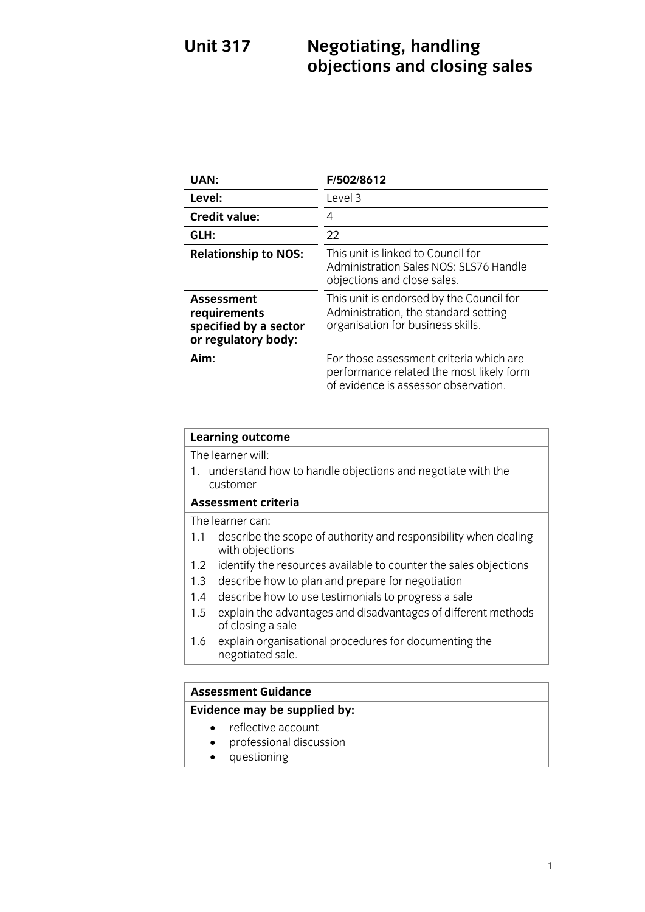# Unit 317 Negotiating, handling objections and closing sales

| | |
|---|---|
| **UAN:** | **F/502/8612** |
| **Level:** | Level 3 |
| **Credit value:** | 4 |
| **GLH:** | 22 |
| **Relationship to NOS:** | This unit is linked to Council for Administration Sales NOS: SLS76 Handle objections and close sales. |
| **Assessment requirements specified by a sector or regulatory body:** | This unit is endorsed by the Council for Administration, the standard setting organisation for business skills. |
| **Aim:** | For those assessment criteria which are performance related the most likely form of evidence is assessor observation. |

**Learning outcome**

The learner will:

1. understand how to handle objections and negotiate with the customer

**Assessment criteria**

The learner can:

1.1 describe the scope of authority and responsibility when dealing with objections
1.2 identify the resources available to counter the sales objections
1.3 describe how to plan and prepare for negotiation
1.4 describe how to use testimonials to progress a sale
1.5 explain the advantages and disadvantages of different methods of closing a sale
1.6 explain organisational procedures for documenting the negotiated sale.

**Assessment Guidance**

**Evidence may be supplied by:**

- reflective account
- professional discussion
- questioning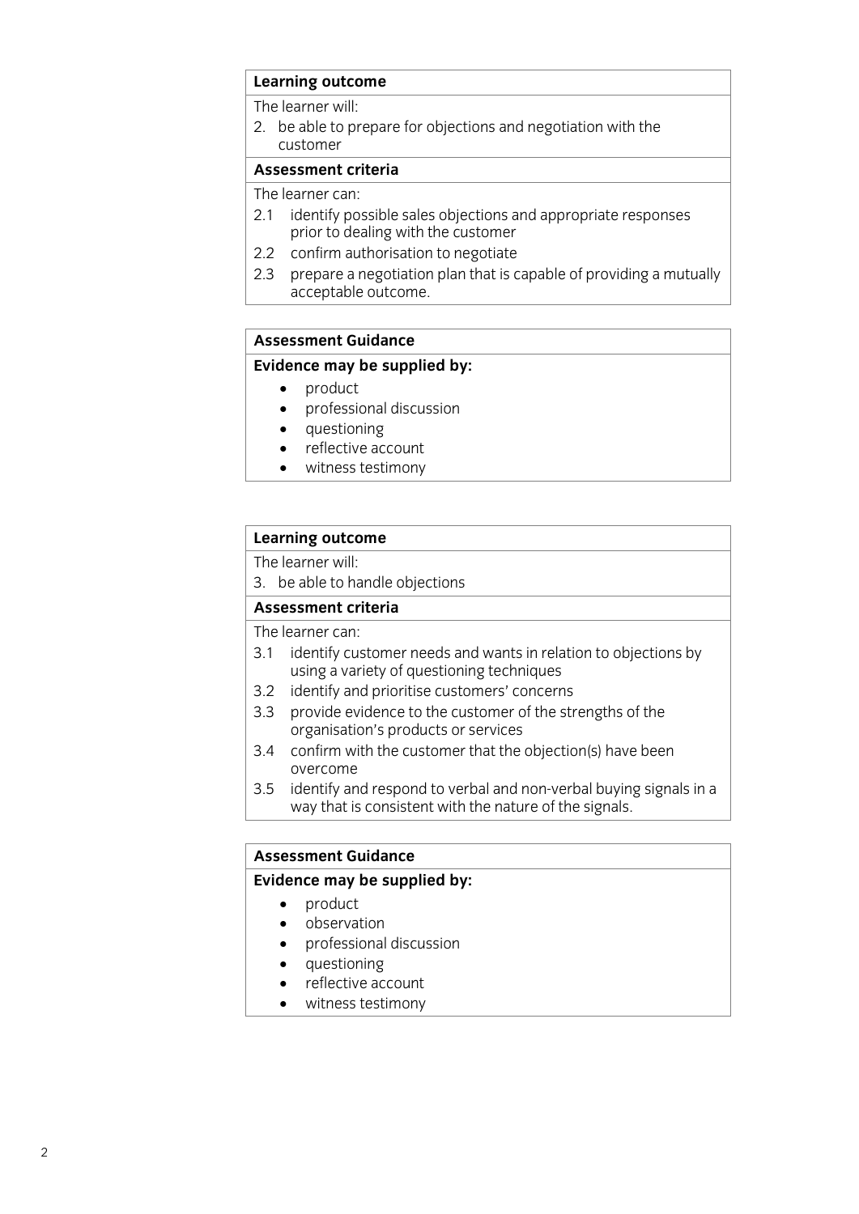| **Learning outcome** |
| --- |
| The learner will: |
| 2. be able to prepare for objections and negotiation with the customer |
| **Assessment criteria** |
| The learner can: |
| 2.1 identify possible sales objections and appropriate responses prior to dealing with the customer |
| 2.2 confirm authorisation to negotiate |
| 2.3 prepare a negotiation plan that is capable of providing a mutually acceptable outcome. |

| **Assessment Guidance** |
| --- |
| **Evidence may be supplied by:** |
| • product<br>• professional discussion<br>• questioning<br>• reflective account<br>• witness testimony |

| **Learning outcome** |
| --- |
| The learner will: |
| 3. be able to handle objections |
| **Assessment criteria** |
| The learner can: |
| 3.1 identify customer needs and wants in relation to objections by using a variety of questioning techniques |
| 3.2 identify and prioritise customers' concerns |
| 3.3 provide evidence to the customer of the strengths of the organisation's products or services |
| 3.4 confirm with the customer that the objection(s) have been overcome |
| 3.5 identify and respond to verbal and non-verbal buying signals in a way that is consistent with the nature of the signals. |

| **Assessment Guidance** |
| --- |
| **Evidence may be supplied by:** |
| • product<br>• observation<br>• professional discussion<br>• questioning<br>• reflective account<br>• witness testimony |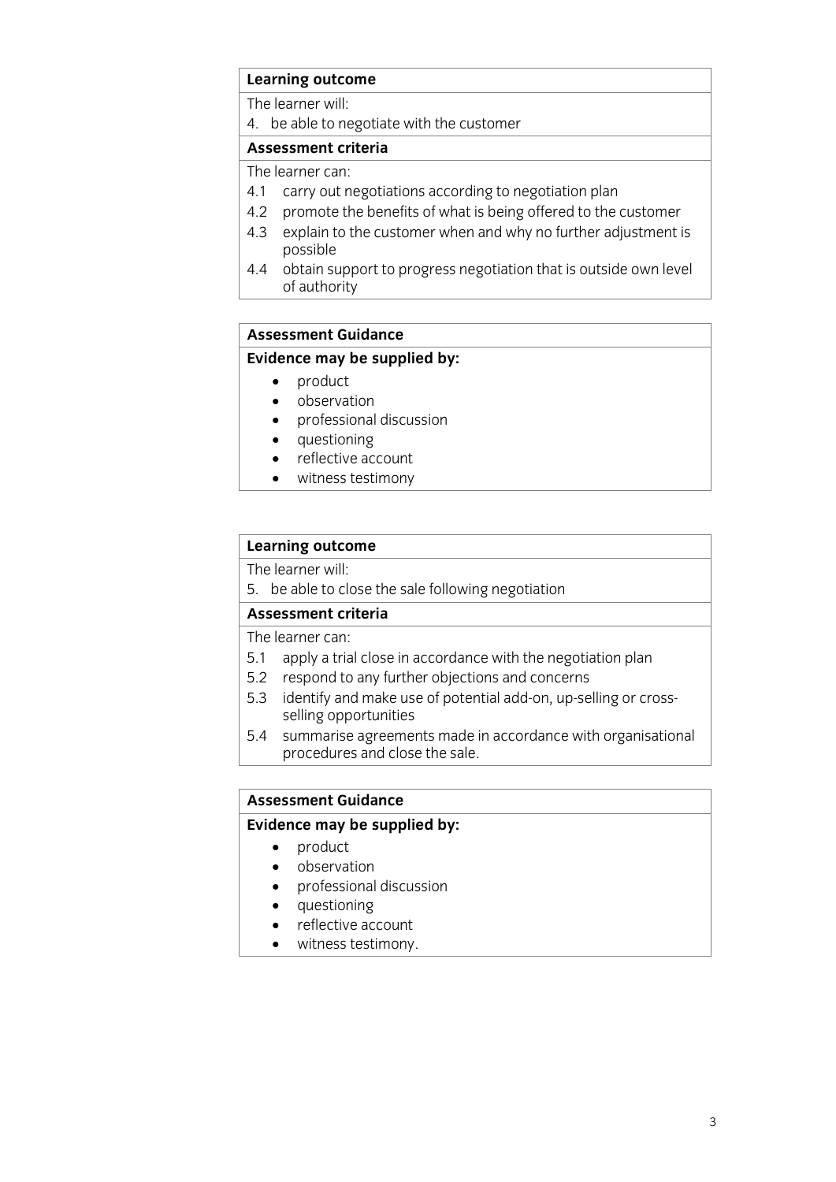| **Learning outcome** |
| --- |
| The learner will: |
| 4. be able to negotiate with the customer |
| **Assessment criteria** |
| The learner can: |
| 4.1 carry out negotiations according to negotiation plan |
| 4.2 promote the benefits of what is being offered to the customer |
| 4.3 explain to the customer when and why no further adjustment is possible |
| 4.4 obtain support to progress negotiation that is outside own level of authority |

| **Assessment Guidance** |
| --- |
| **Evidence may be supplied by:** |
| • product<br>• observation<br>• professional discussion<br>• questioning<br>• reflective account<br>• witness testimony |

| **Learning outcome** |
| --- |
| The learner will: |
| 5. be able to close the sale following negotiation |
| **Assessment criteria** |
| The learner can: |
| 5.1 apply a trial close in accordance with the negotiation plan |
| 5.2 respond to any further objections and concerns |
| 5.3 identify and make use of potential add-on, up-selling or cross-selling opportunities |
| 5.4 summarise agreements made in accordance with organisational procedures and close the sale. |

| **Assessment Guidance** |
| --- |
| **Evidence may be supplied by:** |
| • product<br>• observation<br>• professional discussion<br>• questioning<br>• reflective account<br>• witness testimony. |